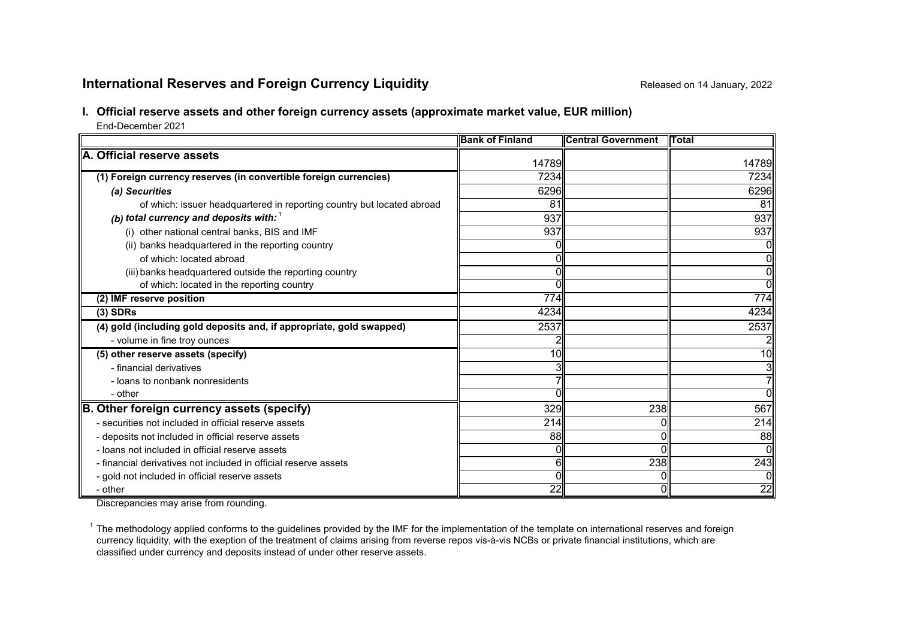## International Reserves and Foreign Currency Liquidity

Released on 14 January, 2022

### I. Official reserve assets and other foreign currency assets (approximate market value, EUR million)

End-December 2021

| | Bank of Finland | Central Government | Total |
|---|---|---|---|
| **A. Official reserve assets** | 14789 | | 14789 |
| **(1) Foreign currency reserves (in convertible foreign currencies)** | 7234 | | 7234 |
| ***(a) Securities*** | 6296 | | 6296 |
| of which: issuer headquartered in reporting country but located abroad | 81 | | 81 |
| ***(b) total currency and deposits with:*** [1] | 937 | | 937 |
| (i) other national central banks, BIS and IMF | 937 | | 937 |
| (ii) banks headquartered in the reporting country | 0 | | 0 |
| of which: located abroad | 0 | | 0 |
| (iii) banks headquartered outside the reporting country | 0 | | 0 |
| of which: located in the reporting country | 0 | | 0 |
| **(2) IMF reserve position** | 774 | | 774 |
| **(3) SDRs** | 4234 | | 4234 |
| **(4) gold (including gold deposits and, if appropriate, gold swapped)** | 2537 | | 2537 |
| - volume in fine troy ounces | 2 | | 2 |
| **(5) other reserve assets (specify)** | 10 | | 10 |
| - financial derivatives | 3 | | 3 |
| - loans to nonbank nonresidents | 7 | | 7 |
| - other | 0 | | 0 |
| **B. Other foreign currency assets (specify)** | 329 | 238 | 567 |
| - securities not included in official reserve assets | 214 | 0 | 214 |
| - deposits not included in official reserve assets | 88 | 0 | 88 |
| - loans not included in official reserve assets | 0 | 0 | 0 |
| - financial derivatives not included in official reserve assets | 6 | 238 | 243 |
| - gold not included in official reserve assets | 0 | 0 | 0 |
| - other | 22 | 0 | 22 |

Discrepancies may arise from rounding.

[1] The methodology applied conforms to the guidelines provided by the IMF for the implementation of the template on international reserves and foreign currency liquidity, with the exeption of the treatment of claims arising from reverse repos vis-à-vis NCBs or private financial institutions, which are classified under currency and deposits instead of under other reserve assets.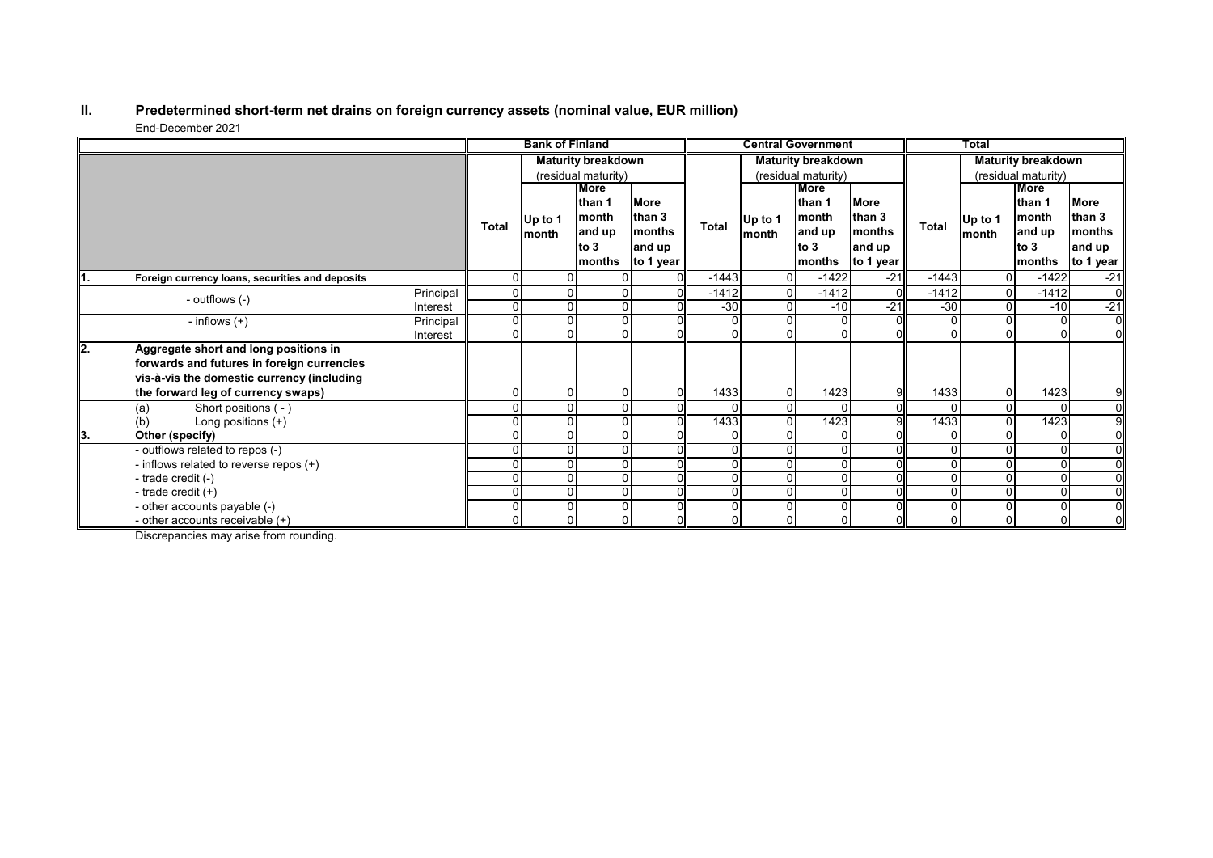## II. Predetermined short-term net drains on foreign currency assets (nominal value, EUR million)

End-December 2021

| | | Bank of Finland | | | | Central Government | | | | Total | | | |
|---|---|---|---|---|---|---|---|---|---|---|---|---|---|
| | | | Maturity breakdown (residual maturity) | | | | Maturity breakdown (residual maturity) | | | | Maturity breakdown (residual maturity) | | |
| | | Total | Up to 1 month | More than 1 month and up to 3 months | More than 3 months and up to 1 year | Total | Up to 1 month | More than 1 month and up to 3 months | More than 3 months and up to 1 year | Total | Up to 1 month | More than 1 month and up to 3 months | More than 3 months and up to 1 year |
| **1. Foreign currency loans, securities and deposits** | | 0 | 0 | 0 | 0 | -1443 | 0 | -1422 | -21 | -1443 | 0 | -1422 | -21 |
| - outflows (-) | Principal | 0 | 0 | 0 | 0 | -1412 | 0 | -1412 | 0 | -1412 | 0 | -1412 | 0 |
| | Interest | 0 | 0 | 0 | 0 | -30 | 0 | -10 | -21 | -30 | 0 | -10 | -21 |
| - inflows (+) | Principal | 0 | 0 | 0 | 0 | 0 | 0 | 0 | 0 | 0 | 0 | 0 | 0 |
| | Interest | 0 | 0 | 0 | 0 | 0 | 0 | 0 | 0 | 0 | 0 | 0 | 0 |
| **2. Aggregate short and long positions in forwards and futures in foreign currencies vis-à-vis the domestic currency (including the forward leg of currency swaps)** | | 0 | 0 | 0 | 0 | 1433 | 0 | 1423 | 9 | 1433 | 0 | 1423 | 9 |
| (a) Short positions ( - ) | | 0 | 0 | 0 | 0 | 0 | 0 | 0 | 0 | 0 | 0 | 0 | 0 |
| (b) Long positions (+) | | 0 | 0 | 0 | 0 | 1433 | 0 | 1423 | 9 | 1433 | 0 | 1423 | 9 |
| **3. Other (specify)** | | 0 | 0 | 0 | 0 | 0 | 0 | 0 | 0 | 0 | 0 | 0 | 0 |
| - outflows related to repos (-) | | 0 | 0 | 0 | 0 | 0 | 0 | 0 | 0 | 0 | 0 | 0 | 0 |
| - inflows related to reverse repos (+) | | 0 | 0 | 0 | 0 | 0 | 0 | 0 | 0 | 0 | 0 | 0 | 0 |
| - trade credit (-) | | 0 | 0 | 0 | 0 | 0 | 0 | 0 | 0 | 0 | 0 | 0 | 0 |
| - trade credit (+) | | 0 | 0 | 0 | 0 | 0 | 0 | 0 | 0 | 0 | 0 | 0 | 0 |
| - other accounts payable (-) | | 0 | 0 | 0 | 0 | 0 | 0 | 0 | 0 | 0 | 0 | 0 | 0 |
| - other accounts receivable (+) | | 0 | 0 | 0 | 0 | 0 | 0 | 0 | 0 | 0 | 0 | 0 | 0 |

Discrepancies may arise from rounding.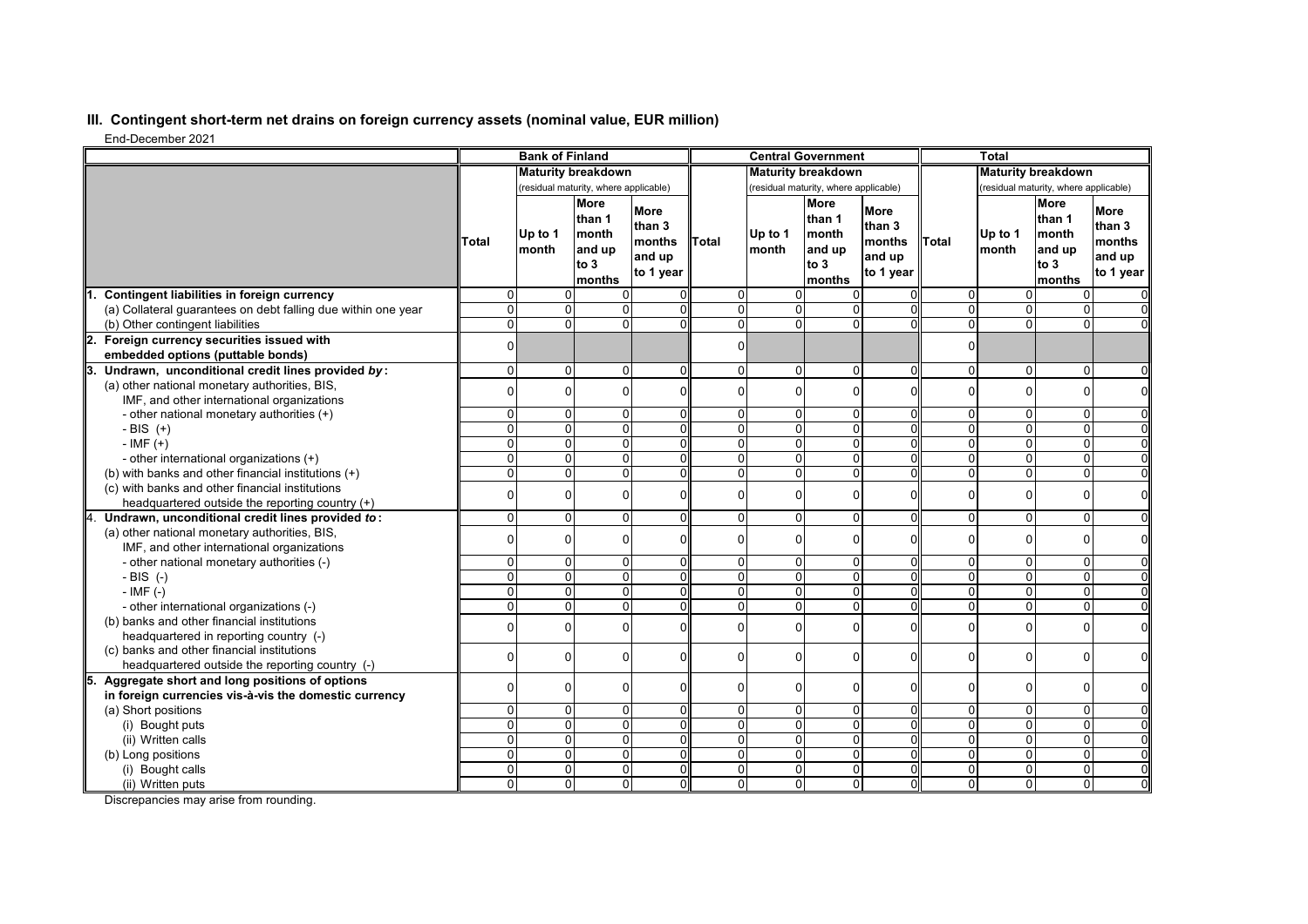## III. Contingent short-term net drains on foreign currency assets (nominal value, EUR million)

End-December 2021

| | Bank of Finland | | | | Central Government | | | | Total | | | |
|---|---|---|---|---|---|---|---|---|---|---|---|---|
| | | Maturity breakdown (residual maturity, where applicable) | | | | Maturity breakdown (residual maturity, where applicable) | | | | Maturity breakdown (residual maturity, where applicable) | | |
| | Total | Up to 1 month | More than 1 month and up to 3 months | More than 3 months and up to 1 year | Total | Up to 1 month | More than 1 month and up to 3 months | More than 3 months and up to 1 year | Total | Up to 1 month | More than 1 month and up to 3 months | More than 3 months and up to 1 year |
| **1. Contingent liabilities in foreign currency** | 0 | 0 | 0 | 0 | 0 | 0 | 0 | 0 | 0 | 0 | 0 | 0 |
| (a) Collateral guarantees on debt falling due within one year | 0 | 0 | 0 | 0 | 0 | 0 | 0 | 0 | 0 | 0 | 0 | 0 |
| (b) Other contingent liabilities | 0 | 0 | 0 | 0 | 0 | 0 | 0 | 0 | 0 | 0 | 0 | 0 |
| **2. Foreign currency securities issued with embedded options (puttable bonds)** | 0 | | | | 0 | | | | 0 | | | |
| **3. Undrawn, unconditional credit lines provided *by*:** | 0 | 0 | 0 | 0 | 0 | 0 | 0 | 0 | 0 | 0 | 0 | 0 |
| (a) other national monetary authorities, BIS, IMF, and other international organizations | 0 | 0 | 0 | 0 | 0 | 0 | 0 | 0 | 0 | 0 | 0 | 0 |
| - other national monetary authorities (+) | 0 | 0 | 0 | 0 | 0 | 0 | 0 | 0 | 0 | 0 | 0 | 0 |
| - BIS (+) | 0 | 0 | 0 | 0 | 0 | 0 | 0 | 0 | 0 | 0 | 0 | 0 |
| - IMF (+) | 0 | 0 | 0 | 0 | 0 | 0 | 0 | 0 | 0 | 0 | 0 | 0 |
| - other international organizations (+) | 0 | 0 | 0 | 0 | 0 | 0 | 0 | 0 | 0 | 0 | 0 | 0 |
| (b) with banks and other financial institutions (+) | 0 | 0 | 0 | 0 | 0 | 0 | 0 | 0 | 0 | 0 | 0 | 0 |
| (c) with banks and other financial institutions headquartered outside the reporting country (+) | 0 | 0 | 0 | 0 | 0 | 0 | 0 | 0 | 0 | 0 | 0 | 0 |
| **4. Undrawn, unconditional credit lines provided *to*:** | 0 | 0 | 0 | 0 | 0 | 0 | 0 | 0 | 0 | 0 | 0 | 0 |
| (a) other national monetary authorities, BIS, IMF, and other international organizations | 0 | 0 | 0 | 0 | 0 | 0 | 0 | 0 | 0 | 0 | 0 | 0 |
| - other national monetary authorities (-) | 0 | 0 | 0 | 0 | 0 | 0 | 0 | 0 | 0 | 0 | 0 | 0 |
| - BIS (-) | 0 | 0 | 0 | 0 | 0 | 0 | 0 | 0 | 0 | 0 | 0 | 0 |
| - IMF (-) | 0 | 0 | 0 | 0 | 0 | 0 | 0 | 0 | 0 | 0 | 0 | 0 |
| - other international organizations (-) | 0 | 0 | 0 | 0 | 0 | 0 | 0 | 0 | 0 | 0 | 0 | 0 |
| (b) banks and other financial institutions headquartered in reporting country (-) | 0 | 0 | 0 | 0 | 0 | 0 | 0 | 0 | 0 | 0 | 0 | 0 |
| (c) banks and other financial institutions headquartered outside the reporting country (-) | 0 | 0 | 0 | 0 | 0 | 0 | 0 | 0 | 0 | 0 | 0 | 0 |
| **5. Aggregate short and long positions of options in foreign currencies vis-à-vis the domestic currency** | 0 | 0 | 0 | 0 | 0 | 0 | 0 | 0 | 0 | 0 | 0 | 0 |
| (a) Short positions | 0 | 0 | 0 | 0 | 0 | 0 | 0 | 0 | 0 | 0 | 0 | 0 |
| (i) Bought puts | 0 | 0 | 0 | 0 | 0 | 0 | 0 | 0 | 0 | 0 | 0 | 0 |
| (ii) Written calls | 0 | 0 | 0 | 0 | 0 | 0 | 0 | 0 | 0 | 0 | 0 | 0 |
| (b) Long positions | 0 | 0 | 0 | 0 | 0 | 0 | 0 | 0 | 0 | 0 | 0 | 0 |
| (i) Bought calls | 0 | 0 | 0 | 0 | 0 | 0 | 0 | 0 | 0 | 0 | 0 | 0 |
| (ii) Written puts | 0 | 0 | 0 | 0 | 0 | 0 | 0 | 0 | 0 | 0 | 0 | 0 |

Discrepancies may arise from rounding.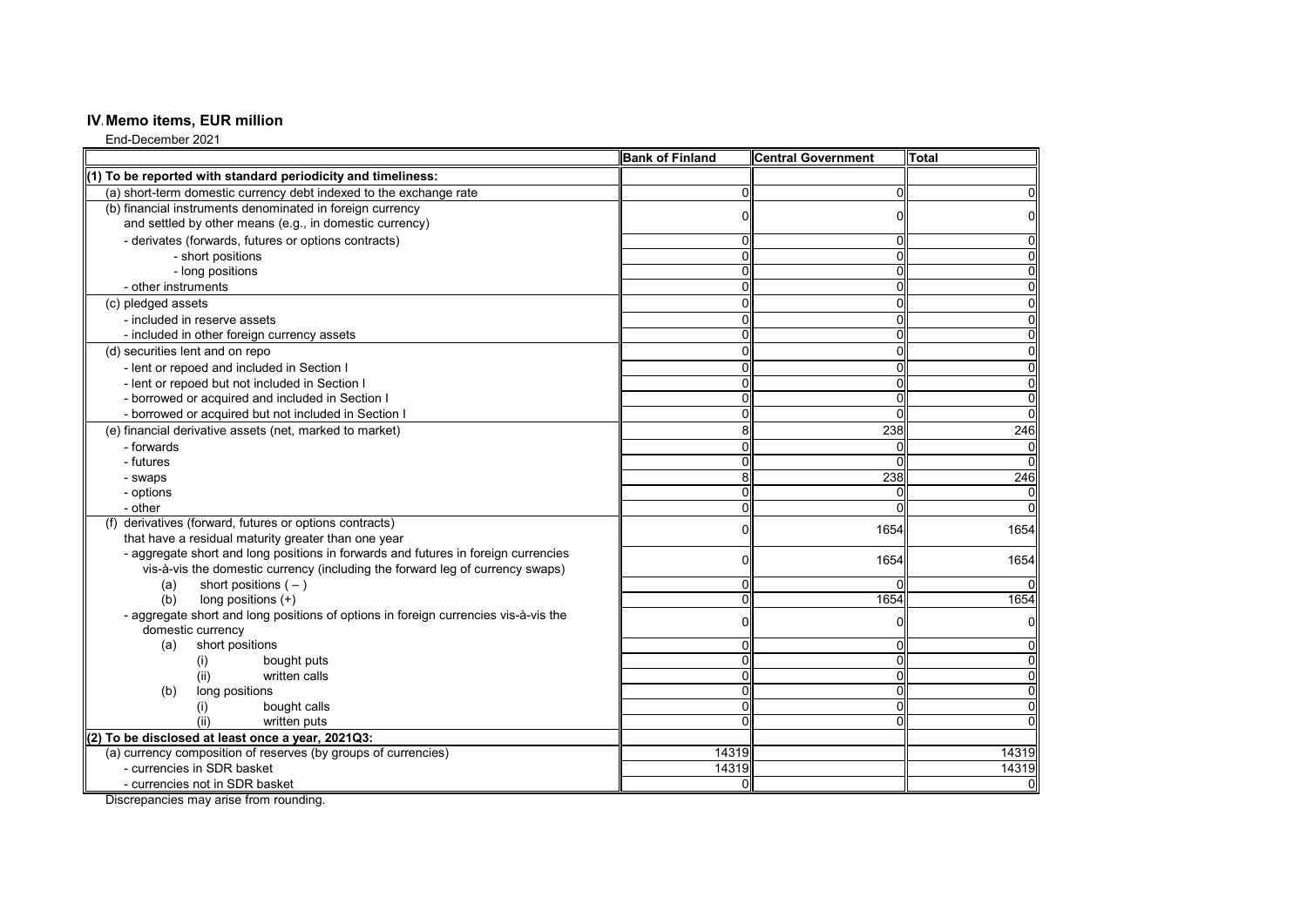## IV. Memo items, EUR million

End-December 2021

| | Bank of Finland | Central Government | Total |
|---|---|---|---|
| **(1) To be reported with standard periodicity and timeliness:** | | | |
| (a) short-term domestic currency debt indexed to the exchange rate | 0 | 0 | 0 |
| (b) financial instruments denominated in foreign currency and settled by other means (e.g., in domestic currency) | 0 | 0 | 0 |
| - derivates (forwards, futures or options contracts) | 0 | 0 | 0 |
| - short positions | 0 | 0 | 0 |
| - long positions | 0 | 0 | 0 |
| - other instruments | 0 | 0 | 0 |
| (c) pledged assets | 0 | 0 | 0 |
| - included in reserve assets | 0 | 0 | 0 |
| - included in other foreign currency assets | 0 | 0 | 0 |
| (d) securities lent and on repo | 0 | 0 | 0 |
| - lent or repoed and included in Section I | 0 | 0 | 0 |
| - lent or repoed but not included in Section I | 0 | 0 | 0 |
| - borrowed or acquired and included in Section I | 0 | 0 | 0 |
| - borrowed or acquired but not included in Section I | 0 | 0 | 0 |
| (e) financial derivative assets (net, marked to market) | 8 | 238 | 246 |
| - forwards | 0 | 0 | 0 |
| - futures | 0 | 0 | 0 |
| - swaps | 8 | 238 | 246 |
| - options | 0 | 0 | 0 |
| - other | 0 | 0 | 0 |
| (f) derivatives (forward, futures or options contracts) that have a residual maturity greater than one year | 0 | 1654 | 1654 |
| - aggregate short and long positions in forwards and futures in foreign currencies vis-à-vis the domestic currency (including the forward leg of currency swaps) | 0 | 1654 | 1654 |
| (a) short positions ( – ) | 0 | 0 | 0 |
| (b) long positions (+) | 0 | 1654 | 1654 |
| - aggregate short and long positions of options in foreign currencies vis-à-vis the domestic currency | 0 | 0 | 0 |
| (a) short positions | 0 | 0 | 0 |
| (i) bought puts | 0 | 0 | 0 |
| (ii) written calls | 0 | 0 | 0 |
| (b) long positions | 0 | 0 | 0 |
| (i) bought calls | 0 | 0 | 0 |
| (ii) written puts | 0 | 0 | 0 |
| **(2) To be disclosed at least once a year, 2021Q3:** | | | |
| (a) currency composition of reserves (by groups of currencies) | 14319 | | 14319 |
| - currencies in SDR basket | 14319 | | 14319 |
| - currencies not in SDR basket | 0 | | 0 |

Discrepancies may arise from rounding.